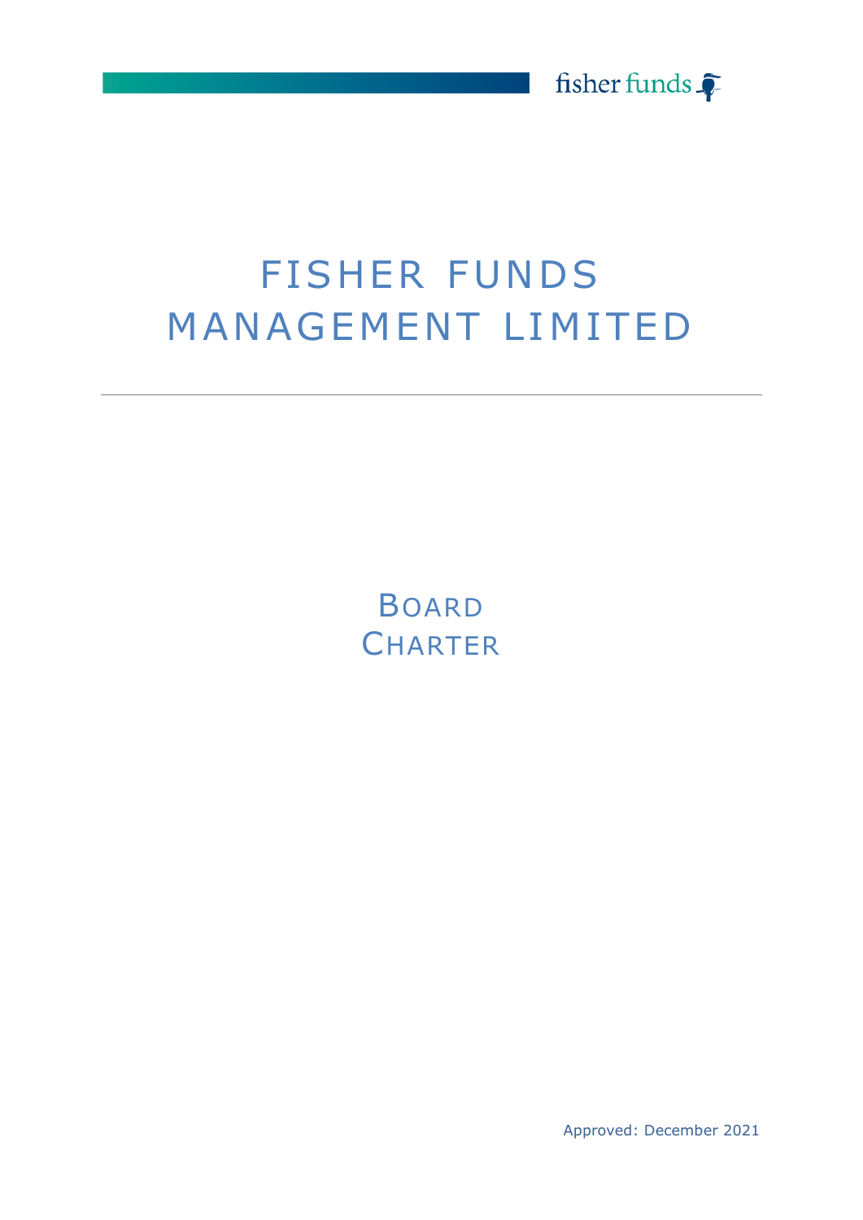# FISHER FUNDS MANAGEMENT LIMITED

---

## BOARD CHARTER

Approved: December 2021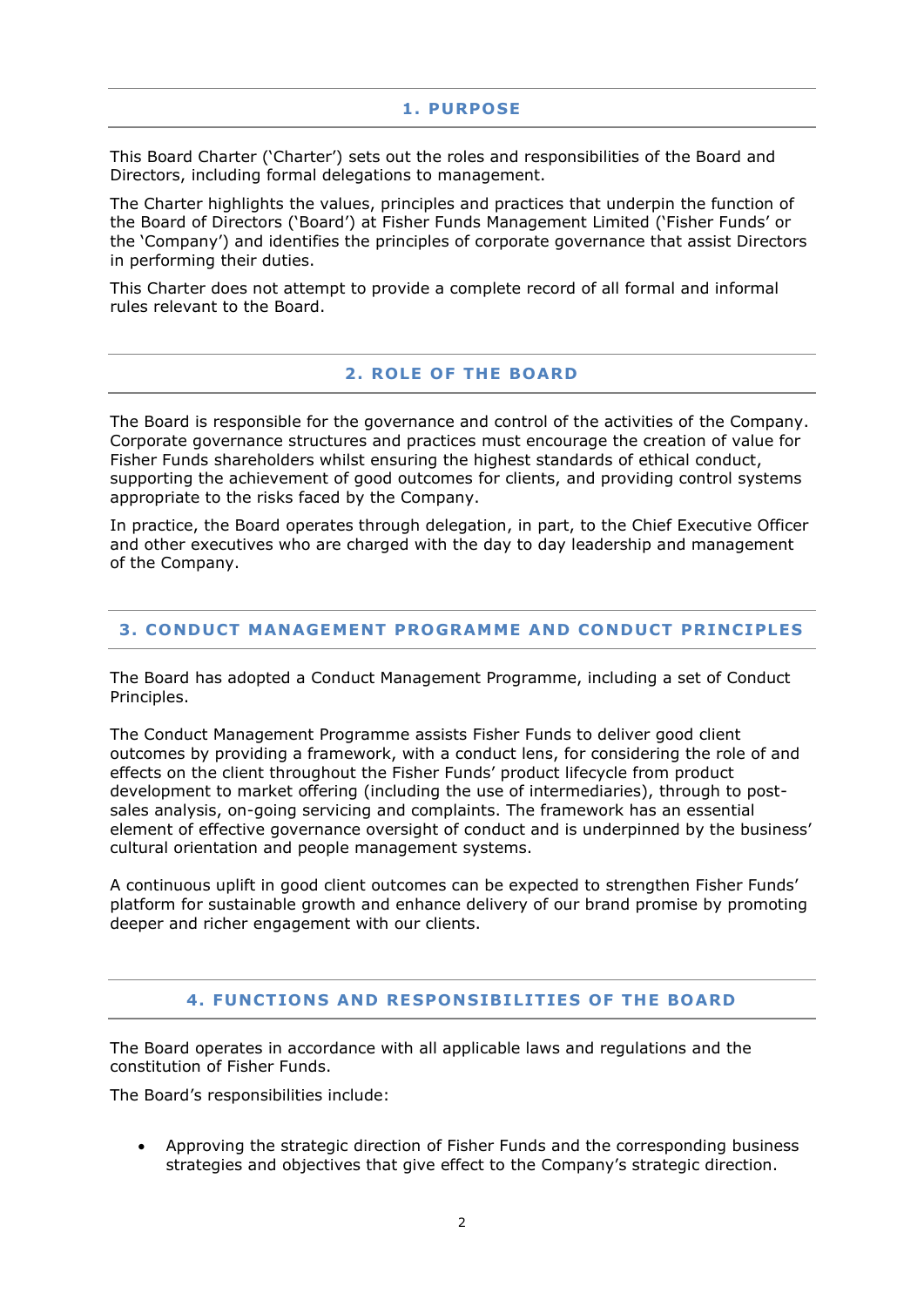## 1. PURPOSE

This Board Charter ('Charter') sets out the roles and responsibilities of the Board and Directors, including formal delegations to management.

The Charter highlights the values, principles and practices that underpin the function of the Board of Directors ('Board') at Fisher Funds Management Limited ('Fisher Funds' or the 'Company') and identifies the principles of corporate governance that assist Directors in performing their duties.

This Charter does not attempt to provide a complete record of all formal and informal rules relevant to the Board.

## 2. ROLE OF THE BOARD

The Board is responsible for the governance and control of the activities of the Company. Corporate governance structures and practices must encourage the creation of value for Fisher Funds shareholders whilst ensuring the highest standards of ethical conduct, supporting the achievement of good outcomes for clients, and providing control systems appropriate to the risks faced by the Company.

In practice, the Board operates through delegation, in part, to the Chief Executive Officer and other executives who are charged with the day to day leadership and management of the Company.

## 3. CONDUCT MANAGEMENT PROGRAMME AND CONDUCT PRINCIPLES

The Board has adopted a Conduct Management Programme, including a set of Conduct Principles.

The Conduct Management Programme assists Fisher Funds to deliver good client outcomes by providing a framework, with a conduct lens, for considering the role of and effects on the client throughout the Fisher Funds' product lifecycle from product development to market offering (including the use of intermediaries), through to post-sales analysis, on-going servicing and complaints. The framework has an essential element of effective governance oversight of conduct and is underpinned by the business' cultural orientation and people management systems.

A continuous uplift in good client outcomes can be expected to strengthen Fisher Funds' platform for sustainable growth and enhance delivery of our brand promise by promoting deeper and richer engagement with our clients.

## 4. FUNCTIONS AND RESPONSIBILITIES OF THE BOARD

The Board operates in accordance with all applicable laws and regulations and the constitution of Fisher Funds.

The Board's responsibilities include:

- Approving the strategic direction of Fisher Funds and the corresponding business strategies and objectives that give effect to the Company's strategic direction.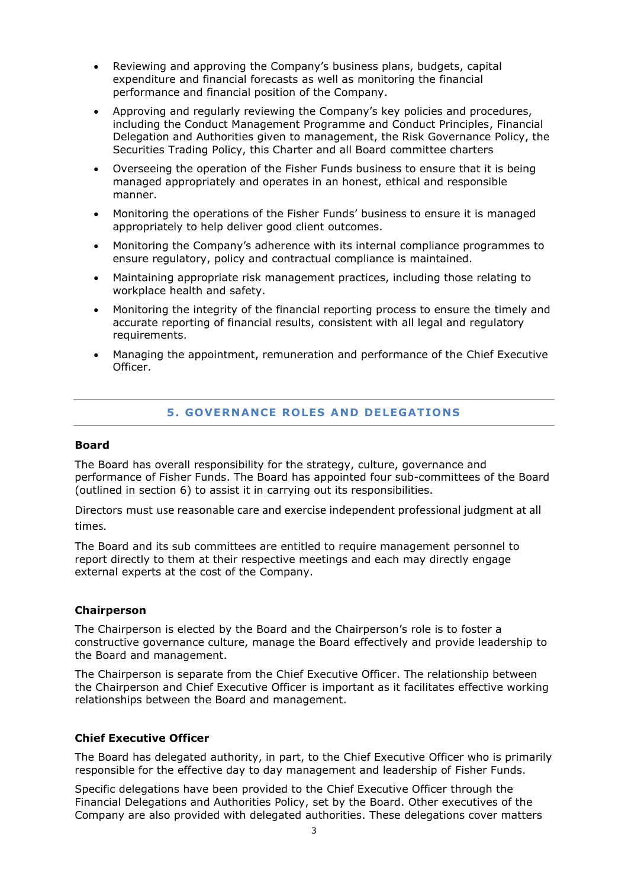- Reviewing and approving the Company's business plans, budgets, capital expenditure and financial forecasts as well as monitoring the financial performance and financial position of the Company.
- Approving and regularly reviewing the Company's key policies and procedures, including the Conduct Management Programme and Conduct Principles, Financial Delegation and Authorities given to management, the Risk Governance Policy, the Securities Trading Policy, this Charter and all Board committee charters
- Overseeing the operation of the Fisher Funds business to ensure that it is being managed appropriately and operates in an honest, ethical and responsible manner.
- Monitoring the operations of the Fisher Funds' business to ensure it is managed appropriately to help deliver good client outcomes.
- Monitoring the Company's adherence with its internal compliance programmes to ensure regulatory, policy and contractual compliance is maintained.
- Maintaining appropriate risk management practices, including those relating to workplace health and safety.
- Monitoring the integrity of the financial reporting process to ensure the timely and accurate reporting of financial results, consistent with all legal and regulatory requirements.
- Managing the appointment, remuneration and performance of the Chief Executive Officer.

## 5. GOVERNANCE ROLES AND DELEGATIONS

### Board

The Board has overall responsibility for the strategy, culture, governance and performance of Fisher Funds. The Board has appointed four sub-committees of the Board (outlined in section 6) to assist it in carrying out its responsibilities.

Directors must use reasonable care and exercise independent professional judgment at all times.

The Board and its sub committees are entitled to require management personnel to report directly to them at their respective meetings and each may directly engage external experts at the cost of the Company.

### Chairperson

The Chairperson is elected by the Board and the Chairperson's role is to foster a constructive governance culture, manage the Board effectively and provide leadership to the Board and management.

The Chairperson is separate from the Chief Executive Officer. The relationship between the Chairperson and Chief Executive Officer is important as it facilitates effective working relationships between the Board and management.

### Chief Executive Officer

The Board has delegated authority, in part, to the Chief Executive Officer who is primarily responsible for the effective day to day management and leadership of Fisher Funds.

Specific delegations have been provided to the Chief Executive Officer through the Financial Delegations and Authorities Policy, set by the Board. Other executives of the Company are also provided with delegated authorities. These delegations cover matters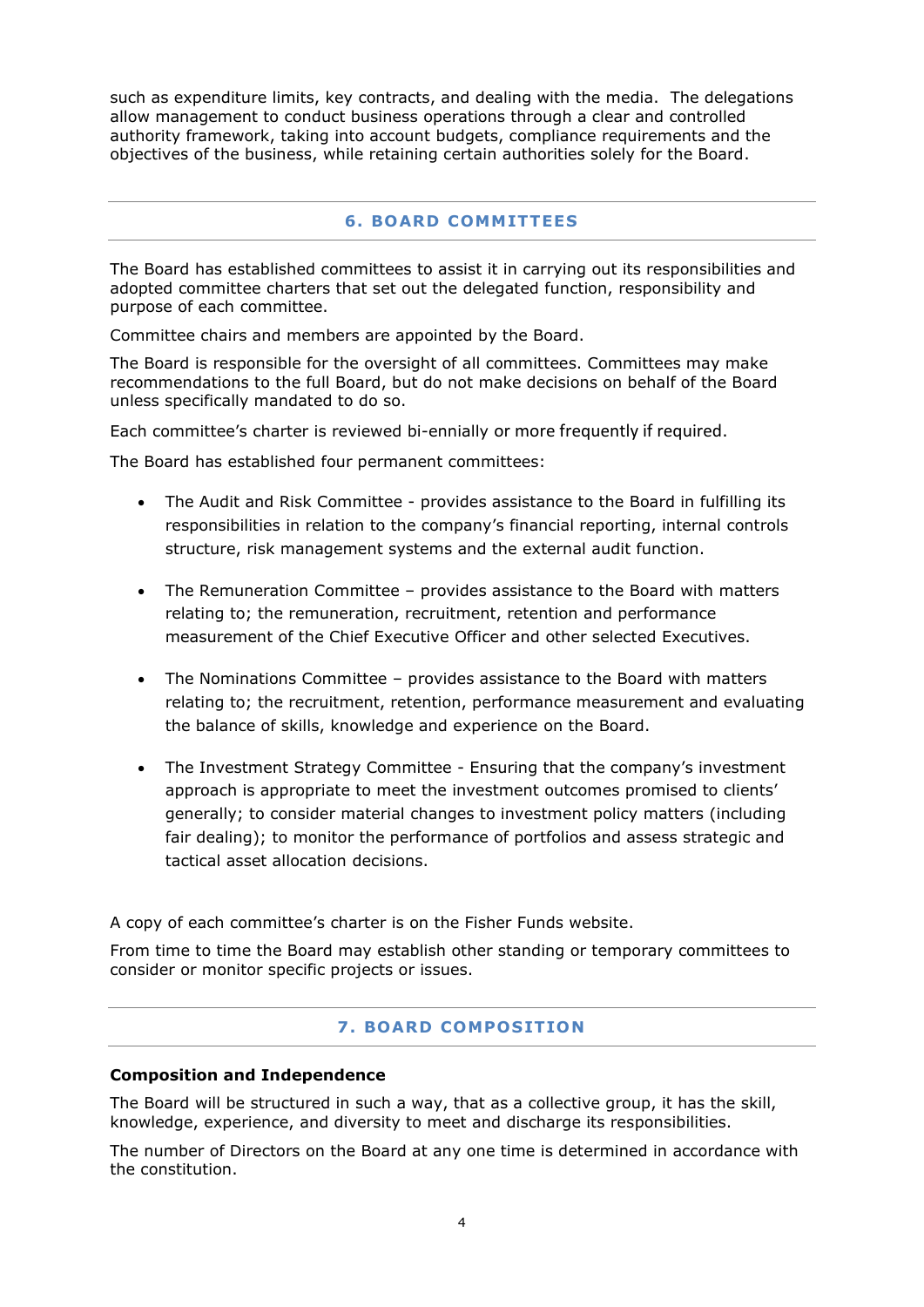such as expenditure limits, key contracts, and dealing with the media. The delegations allow management to conduct business operations through a clear and controlled authority framework, taking into account budgets, compliance requirements and the objectives of the business, while retaining certain authorities solely for the Board.

## 6. BOARD COMMITTEES

The Board has established committees to assist it in carrying out its responsibilities and adopted committee charters that set out the delegated function, responsibility and purpose of each committee.

Committee chairs and members are appointed by the Board.

The Board is responsible for the oversight of all committees. Committees may make recommendations to the full Board, but do not make decisions on behalf of the Board unless specifically mandated to do so.

Each committee's charter is reviewed bi-ennially or more frequently if required.

The Board has established four permanent committees:

- The Audit and Risk Committee - provides assistance to the Board in fulfilling its responsibilities in relation to the company's financial reporting, internal controls structure, risk management systems and the external audit function.
- The Remuneration Committee – provides assistance to the Board with matters relating to; the remuneration, recruitment, retention and performance measurement of the Chief Executive Officer and other selected Executives.
- The Nominations Committee – provides assistance to the Board with matters relating to; the recruitment, retention, performance measurement and evaluating the balance of skills, knowledge and experience on the Board.
- The Investment Strategy Committee - Ensuring that the company's investment approach is appropriate to meet the investment outcomes promised to clients' generally; to consider material changes to investment policy matters (including fair dealing); to monitor the performance of portfolios and assess strategic and tactical asset allocation decisions.

A copy of each committee's charter is on the Fisher Funds website.

From time to time the Board may establish other standing or temporary committees to consider or monitor specific projects or issues.

## 7. BOARD COMPOSITION

**Composition and Independence**

The Board will be structured in such a way, that as a collective group, it has the skill, knowledge, experience, and diversity to meet and discharge its responsibilities.

The number of Directors on the Board at any one time is determined in accordance with the constitution.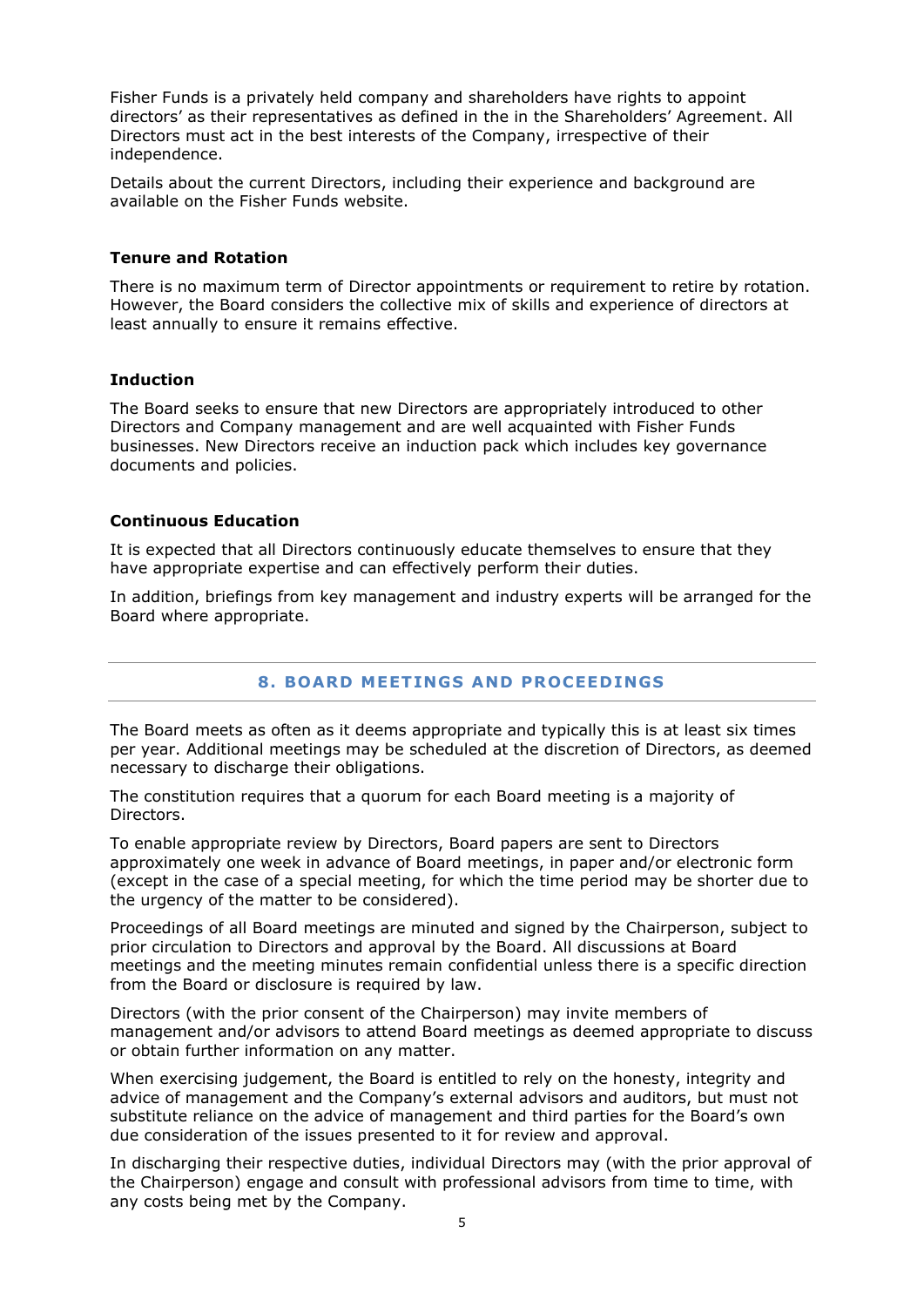Fisher Funds is a privately held company and shareholders have rights to appoint directors' as their representatives as defined in the in the Shareholders' Agreement. All Directors must act in the best interests of the Company, irrespective of their independence.

Details about the current Directors, including their experience and background are available on the Fisher Funds website.

### Tenure and Rotation

There is no maximum term of Director appointments or requirement to retire by rotation. However, the Board considers the collective mix of skills and experience of directors at least annually to ensure it remains effective.

### Induction

The Board seeks to ensure that new Directors are appropriately introduced to other Directors and Company management and are well acquainted with Fisher Funds businesses. New Directors receive an induction pack which includes key governance documents and policies.

### Continuous Education

It is expected that all Directors continuously educate themselves to ensure that they have appropriate expertise and can effectively perform their duties.

In addition, briefings from key management and industry experts will be arranged for the Board where appropriate.

## 8. BOARD MEETINGS AND PROCEEDINGS

The Board meets as often as it deems appropriate and typically this is at least six times per year. Additional meetings may be scheduled at the discretion of Directors, as deemed necessary to discharge their obligations.

The constitution requires that a quorum for each Board meeting is a majority of Directors.

To enable appropriate review by Directors, Board papers are sent to Directors approximately one week in advance of Board meetings, in paper and/or electronic form (except in the case of a special meeting, for which the time period may be shorter due to the urgency of the matter to be considered).

Proceedings of all Board meetings are minuted and signed by the Chairperson, subject to prior circulation to Directors and approval by the Board. All discussions at Board meetings and the meeting minutes remain confidential unless there is a specific direction from the Board or disclosure is required by law.

Directors (with the prior consent of the Chairperson) may invite members of management and/or advisors to attend Board meetings as deemed appropriate to discuss or obtain further information on any matter.

When exercising judgement, the Board is entitled to rely on the honesty, integrity and advice of management and the Company's external advisors and auditors, but must not substitute reliance on the advice of management and third parties for the Board's own due consideration of the issues presented to it for review and approval.

In discharging their respective duties, individual Directors may (with the prior approval of the Chairperson) engage and consult with professional advisors from time to time, with any costs being met by the Company.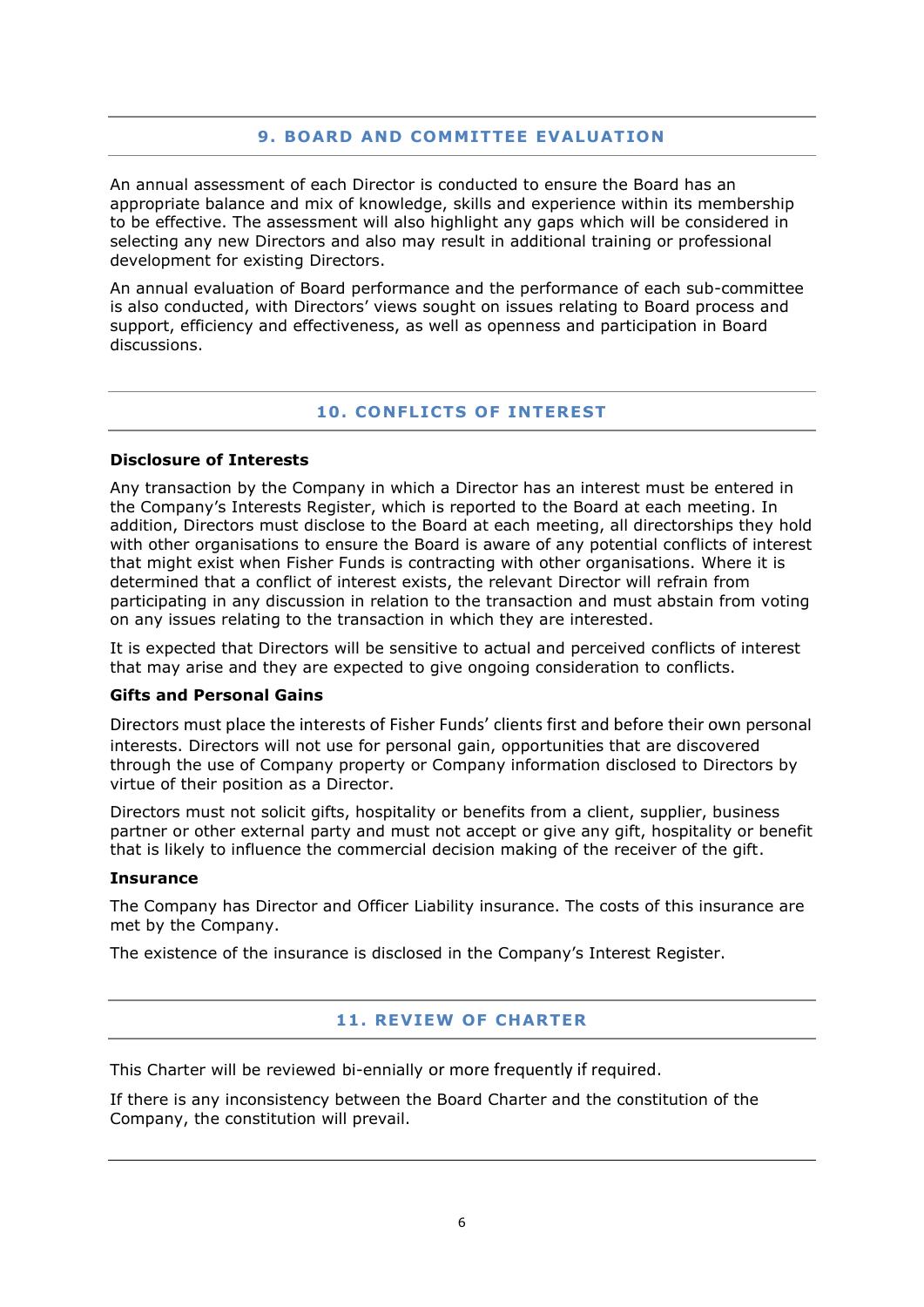## 9. BOARD AND COMMITTEE EVALUATION

An annual assessment of each Director is conducted to ensure the Board has an appropriate balance and mix of knowledge, skills and experience within its membership to be effective. The assessment will also highlight any gaps which will be considered in selecting any new Directors and also may result in additional training or professional development for existing Directors.

An annual evaluation of Board performance and the performance of each sub-committee is also conducted, with Directors' views sought on issues relating to Board process and support, efficiency and effectiveness, as well as openness and participation in Board discussions.

## 10. CONFLICTS OF INTEREST

**Disclosure of Interests**

Any transaction by the Company in which a Director has an interest must be entered in the Company's Interests Register, which is reported to the Board at each meeting. In addition, Directors must disclose to the Board at each meeting, all directorships they hold with other organisations to ensure the Board is aware of any potential conflicts of interest that might exist when Fisher Funds is contracting with other organisations. Where it is determined that a conflict of interest exists, the relevant Director will refrain from participating in any discussion in relation to the transaction and must abstain from voting on any issues relating to the transaction in which they are interested.

It is expected that Directors will be sensitive to actual and perceived conflicts of interest that may arise and they are expected to give ongoing consideration to conflicts.

**Gifts and Personal Gains**

Directors must place the interests of Fisher Funds' clients first and before their own personal interests. Directors will not use for personal gain, opportunities that are discovered through the use of Company property or Company information disclosed to Directors by virtue of their position as a Director.

Directors must not solicit gifts, hospitality or benefits from a client, supplier, business partner or other external party and must not accept or give any gift, hospitality or benefit that is likely to influence the commercial decision making of the receiver of the gift.

**Insurance**

The Company has Director and Officer Liability insurance. The costs of this insurance are met by the Company.

The existence of the insurance is disclosed in the Company's Interest Register.

## 11. REVIEW OF CHARTER

This Charter will be reviewed bi-ennially or more frequently if required.

If there is any inconsistency between the Board Charter and the constitution of the Company, the constitution will prevail.